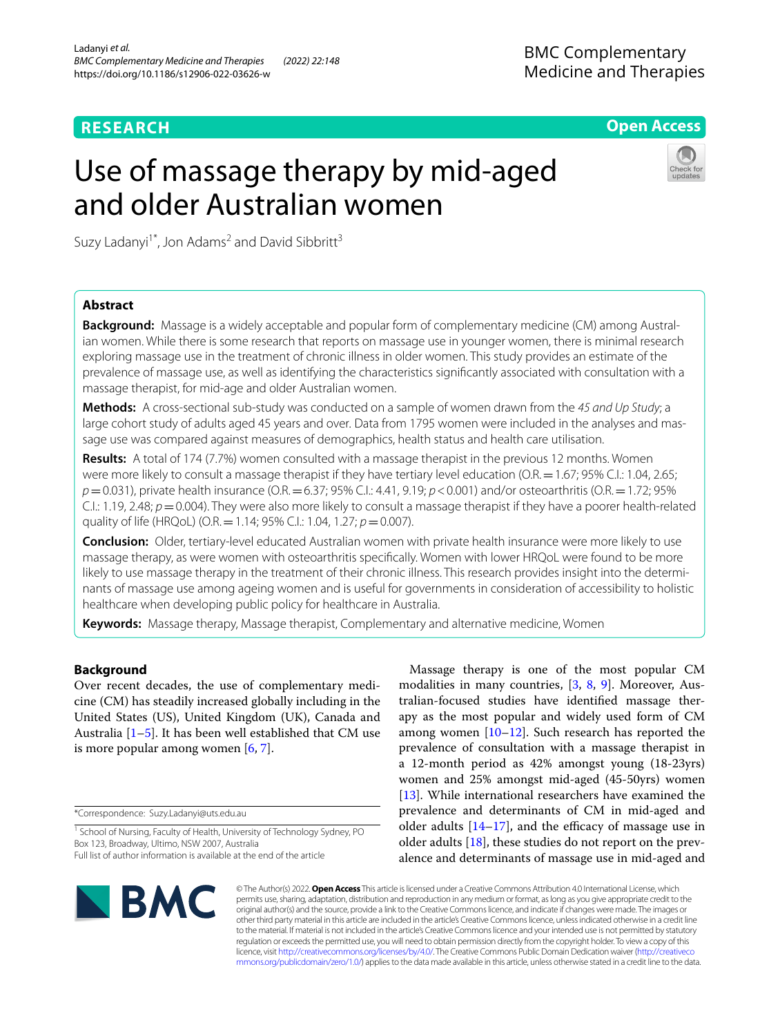RESEARCH

Open Access

# Use of massage therapy by mid-aged and older Australian women

Suzy Ladanyi[1*], Jon Adams[2] and David Sibbritt[3]

## Abstract

**Background:** Massage is a widely acceptable and popular form of complementary medicine (CM) among Australian women. While there is some research that reports on massage use in younger women, there is minimal research exploring massage use in the treatment of chronic illness in older women. This study provides an estimate of the prevalence of massage use, as well as identifying the characteristics significantly associated with consultation with a massage therapist, for mid-age and older Australian women.

**Methods:** A cross-sectional sub-study was conducted on a sample of women drawn from the *45 and Up Study*; a large cohort study of adults aged 45 years and over. Data from 1795 women were included in the analyses and massage use was compared against measures of demographics, health status and health care utilisation.

**Results:** A total of 174 (7.7%) women consulted with a massage therapist in the previous 12 months. Women were more likely to consult a massage therapist if they have tertiary level education (O.R. = 1.67; 95% C.I.: 1.04, 2.65; $p = 0.031$), private health insurance (O.R. = 6.37; 95% C.I.: 4.41, 9.19; $p < 0.001$) and/or osteoarthritis (O.R. = 1.72; 95% C.I.: 1.19, 2.48; $p = 0.004$). They were also more likely to consult a massage therapist if they have a poorer health-related quality of life (HRQoL) (O.R. = 1.14; 95% C.I.: 1.04, 1.27; $p = 0.007$).

**Conclusion:** Older, tertiary-level educated Australian women with private health insurance were more likely to use massage therapy, as were women with osteoarthritis specifically. Women with lower HRQoL were found to be more likely to use massage therapy in the treatment of their chronic illness. This research provides insight into the determinants of massage use among ageing women and is useful for governments in consideration of accessibility to holistic healthcare when developing public policy for healthcare in Australia.

**Keywords:** Massage therapy, Massage therapist, Complementary and alternative medicine, Women

## Background

Over recent decades, the use of complementary medicine (CM) has steadily increased globally including in the United States (US), United Kingdom (UK), Canada and Australia [1–5]. It has been well established that CM use is more popular among women [6, 7].

Massage therapy is one of the most popular CM modalities in many countries, [3, 8, 9]. Moreover, Australian-focused studies have identified massage therapy as the most popular and widely used form of CM among women [10–12]. Such research has reported the prevalence of consultation with a massage therapist in a 12-month period as 42% amongst young (18-23yrs) women and 25% amongst mid-aged (45-50yrs) women [13]. While international researchers have examined the prevalence and determinants of CM in mid-aged and older adults [14–17], and the efficacy of massage use in older adults [18], these studies do not report on the prevalence and determinants of massage use in mid-aged and

*Correspondence: Suzy.Ladanyi@uts.edu.au

[1] School of Nursing, Faculty of Health, University of Technology Sydney, PO Box 123, Broadway, Ultimo, NSW 2007, Australia

Full list of author information is available at the end of the article

© The Author(s) 2022. **Open Access** This article is licensed under a Creative Commons Attribution 4.0 International License, which permits use, sharing, adaptation, distribution and reproduction in any medium or format, as long as you give appropriate credit to the original author(s) and the source, provide a link to the Creative Commons licence, and indicate if changes were made. The images or other third party material in this article are included in the article's Creative Commons licence, unless indicated otherwise in a credit line to the material. If material is not included in the article's Creative Commons licence and your intended use is not permitted by statutory regulation or exceeds the permitted use, you will need to obtain permission directly from the copyright holder. To view a copy of this licence, visit http://creativecommons.org/licenses/by/4.0/. The Creative Commons Public Domain Dedication waiver (http://creativecommons.org/publicdomain/zero/1.0/) applies to the data made available in this article, unless otherwise stated in a credit line to the data.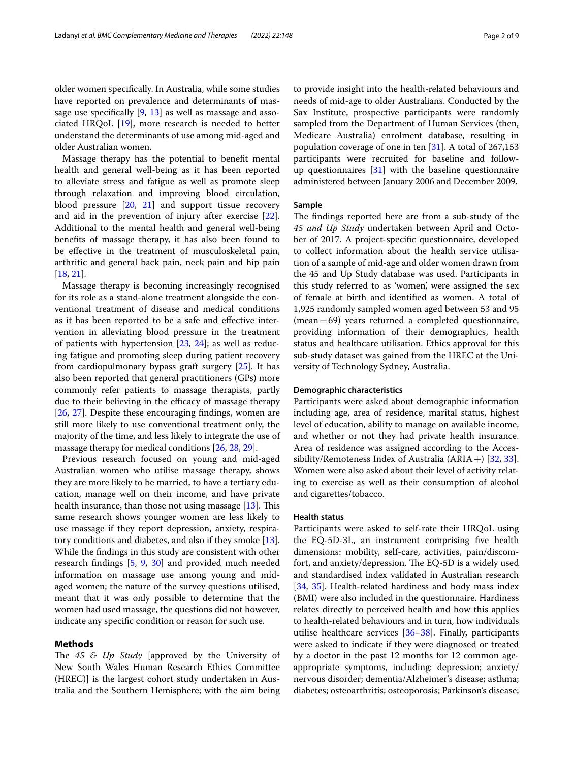older women specifically. In Australia, while some studies have reported on prevalence and determinants of massage use specifically [9, 13] as well as massage and associated HRQoL [19], more research is needed to better understand the determinants of use among mid-aged and older Australian women.

Massage therapy has the potential to benefit mental health and general well-being as it has been reported to alleviate stress and fatigue as well as promote sleep through relaxation and improving blood circulation, blood pressure [20, 21] and support tissue recovery and aid in the prevention of injury after exercise [22]. Additional to the mental health and general well-being benefits of massage therapy, it has also been found to be effective in the treatment of musculoskeletal pain, arthritic and general back pain, neck pain and hip pain [18, 21].

Massage therapy is becoming increasingly recognised for its role as a stand-alone treatment alongside the conventional treatment of disease and medical conditions as it has been reported to be a safe and effective intervention in alleviating blood pressure in the treatment of patients with hypertension [23, 24]; as well as reducing fatigue and promoting sleep during patient recovery from cardiopulmonary bypass graft surgery [25]. It has also been reported that general practitioners (GPs) more commonly refer patients to massage therapists, partly due to their believing in the efficacy of massage therapy [26, 27]. Despite these encouraging findings, women are still more likely to use conventional treatment only, the majority of the time, and less likely to integrate the use of massage therapy for medical conditions [26, 28, 29].

Previous research focused on young and mid-aged Australian women who utilise massage therapy, shows they are more likely to be married, to have a tertiary education, manage well on their income, and have private health insurance, than those not using massage [13]. This same research shows younger women are less likely to use massage if they report depression, anxiety, respiratory conditions and diabetes, and also if they smoke [13]. While the findings in this study are consistent with other research findings [5, 9, 30] and provided much needed information on massage use among young and mid-aged women; the nature of the survey questions utilised, meant that it was only possible to determine that the women had used massage, the questions did not however, indicate any specific condition or reason for such use.

## Methods

The *45 & Up Study* [approved by the University of New South Wales Human Research Ethics Committee (HREC)] is the largest cohort study undertaken in Australia and the Southern Hemisphere; with the aim being to provide insight into the health-related behaviours and needs of mid-age to older Australians. Conducted by the Sax Institute, prospective participants were randomly sampled from the Department of Human Services (then, Medicare Australia) enrolment database, resulting in population coverage of one in ten [31]. A total of 267,153 participants were recruited for baseline and follow-up questionnaires [31] with the baseline questionnaire administered between January 2006 and December 2009.

### Sample

The findings reported here are from a sub-study of the *45 and Up Study* undertaken between April and October of 2017. A project-specific questionnaire, developed to collect information about the health service utilisation of a sample of mid-age and older women drawn from the 45 and Up Study database was used. Participants in this study referred to as 'women', were assigned the sex of female at birth and identified as women. A total of 1,925 randomly sampled women aged between 53 and 95 (mean = 69) years returned a completed questionnaire, providing information of their demographics, health status and healthcare utilisation. Ethics approval for this sub-study dataset was gained from the HREC at the University of Technology Sydney, Australia.

### Demographic characteristics

Participants were asked about demographic information including age, area of residence, marital status, highest level of education, ability to manage on available income, and whether or not they had private health insurance. Area of residence was assigned according to the Accessibility/Remoteness Index of Australia (ARIA+) [32, 33]. Women were also asked about their level of activity relating to exercise as well as their consumption of alcohol and cigarettes/tobacco.

### Health status

Participants were asked to self-rate their HRQoL using the EQ-5D-3L, an instrument comprising five health dimensions: mobility, self-care, activities, pain/discomfort, and anxiety/depression. The EQ-5D is a widely used and standardised index validated in Australian research [34, 35]. Health-related hardiness and body mass index (BMI) were also included in the questionnaire. Hardiness relates directly to perceived health and how this applies to health-related behaviours and in turn, how individuals utilise healthcare services [36–38]. Finally, participants were asked to indicate if they were diagnosed or treated by a doctor in the past 12 months for 12 common age-appropriate symptoms, including: depression; anxiety/nervous disorder; dementia/Alzheimer's disease; asthma; diabetes; osteoarthritis; osteoporosis; Parkinson's disease;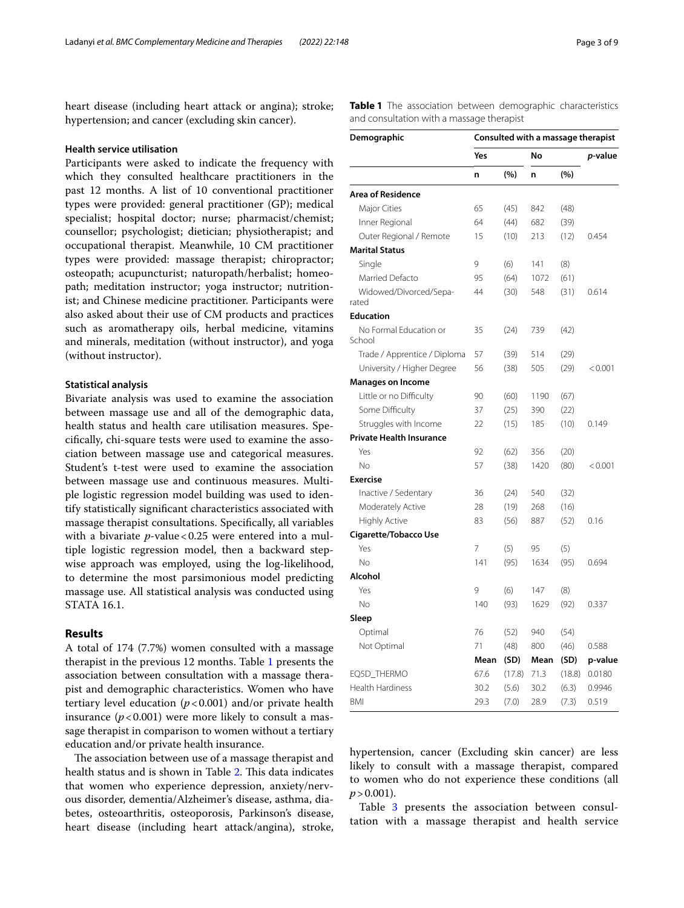heart disease (including heart attack or angina); stroke; hypertension; and cancer (excluding skin cancer).

### Health service utilisation

Participants were asked to indicate the frequency with which they consulted healthcare practitioners in the past 12 months. A list of 10 conventional practitioner types were provided: general practitioner (GP); medical specialist; hospital doctor; nurse; pharmacist/chemist; counsellor; psychologist; dietician; physiotherapist; and occupational therapist. Meanwhile, 10 CM practitioner types were provided: massage therapist; chiropractor; osteopath; acupuncturist; naturopath/herbalist; homeopath; meditation instructor; yoga instructor; nutritionist; and Chinese medicine practitioner. Participants were also asked about their use of CM products and practices such as aromatherapy oils, herbal medicine, vitamins and minerals, meditation (without instructor), and yoga (without instructor).

### Statistical analysis

Bivariate analysis was used to examine the association between massage use and all of the demographic data, health status and health care utilisation measures. Specifically, chi-square tests were used to examine the association between massage use and categorical measures. Student's t-test were used to examine the association between massage use and continuous measures. Multiple logistic regression model building was used to identify statistically significant characteristics associated with massage therapist consultations. Specifically, all variables with a bivariate $p$-value < 0.25 were entered into a multiple logistic regression model, then a backward stepwise approach was employed, using the log-likelihood, to determine the most parsimonious model predicting massage use. All statistical analysis was conducted using STATA 16.1.

## Results

A total of 174 (7.7%) women consulted with a massage therapist in the previous 12 months. Table 1 presents the association between consultation with a massage therapist and demographic characteristics. Women who have tertiary level education ($p < 0.001$) and/or private health insurance ($p < 0.001$) were more likely to consult a massage therapist in comparison to women without a tertiary education and/or private health insurance.

The association between use of a massage therapist and health status and is shown in Table 2. This data indicates that women who experience depression, anxiety/nervous disorder, dementia/Alzheimer's disease, asthma, diabetes, osteoarthritis, osteoporosis, Parkinson's disease, heart disease (including heart attack/angina), stroke, hypertension, cancer (Excluding skin cancer) are less likely to consult with a massage therapist, compared to women who do not experience these conditions (all $p > 0.001$).

Table 3 presents the association between consultation with a massage therapist and health service

**Table 1** The association between demographic characteristics and consultation with a massage therapist

| Demographic | Consulted with a massage therapist | | | | |
|---|---|---|---|---|---|
| | Yes | | No | | *p*-value |
| | n | (%) | n | (%) | |
| **Area of Residence** | | | | | |
| Major Cities | 65 | (45) | 842 | (48) | |
| Inner Regional | 64 | (44) | 682 | (39) | |
| Outer Regional / Remote | 15 | (10) | 213 | (12) | 0.454 |
| **Marital Status** | | | | | |
| Single | 9 | (6) | 141 | (8) | |
| Married Defacto | 95 | (64) | 1072 | (61) | |
| Widowed/Divorced/Separated | 44 | (30) | 548 | (31) | 0.614 |
| **Education** | | | | | |
| No Formal Education or School | 35 | (24) | 739 | (42) | |
| Trade / Apprentice / Diploma | 57 | (39) | 514 | (29) | |
| University / Higher Degree | 56 | (38) | 505 | (29) | < 0.001 |
| **Manages on Income** | | | | | |
| Little or no Difficulty | 90 | (60) | 1190 | (67) | |
| Some Difficulty | 37 | (25) | 390 | (22) | |
| Struggles with Income | 22 | (15) | 185 | (10) | 0.149 |
| **Private Health Insurance** | | | | | |
| Yes | 92 | (62) | 356 | (20) | |
| No | 57 | (38) | 1420 | (80) | < 0.001 |
| **Exercise** | | | | | |
| Inactive / Sedentary | 36 | (24) | 540 | (32) | |
| Moderately Active | 28 | (19) | 268 | (16) | |
| Highly Active | 83 | (56) | 887 | (52) | 0.16 |
| **Cigarette/Tobacco Use** | | | | | |
| Yes | 7 | (5) | 95 | (5) | |
| No | 141 | (95) | 1634 | (95) | 0.694 |
| **Alcohol** | | | | | |
| Yes | 9 | (6) | 147 | (8) | |
| No | 140 | (93) | 1629 | (92) | 0.337 |
| **Sleep** | | | | | |
| Optimal | 76 | (52) | 940 | (54) | |
| Not Optimal | 71 | (48) | 800 | (46) | 0.588 |
| | **Mean** | **(SD)** | **Mean** | **(SD)** | **p-value** |
| EQ5D_THERMO | 67.6 | (17.8) | 71.3 | (18.8) | 0.0180 |
| Health Hardiness | 30.2 | (5.6) | 30.2 | (6.3) | 0.9946 |
| BMI | 29.3 | (7.0) | 28.9 | (7.3) | 0.519 |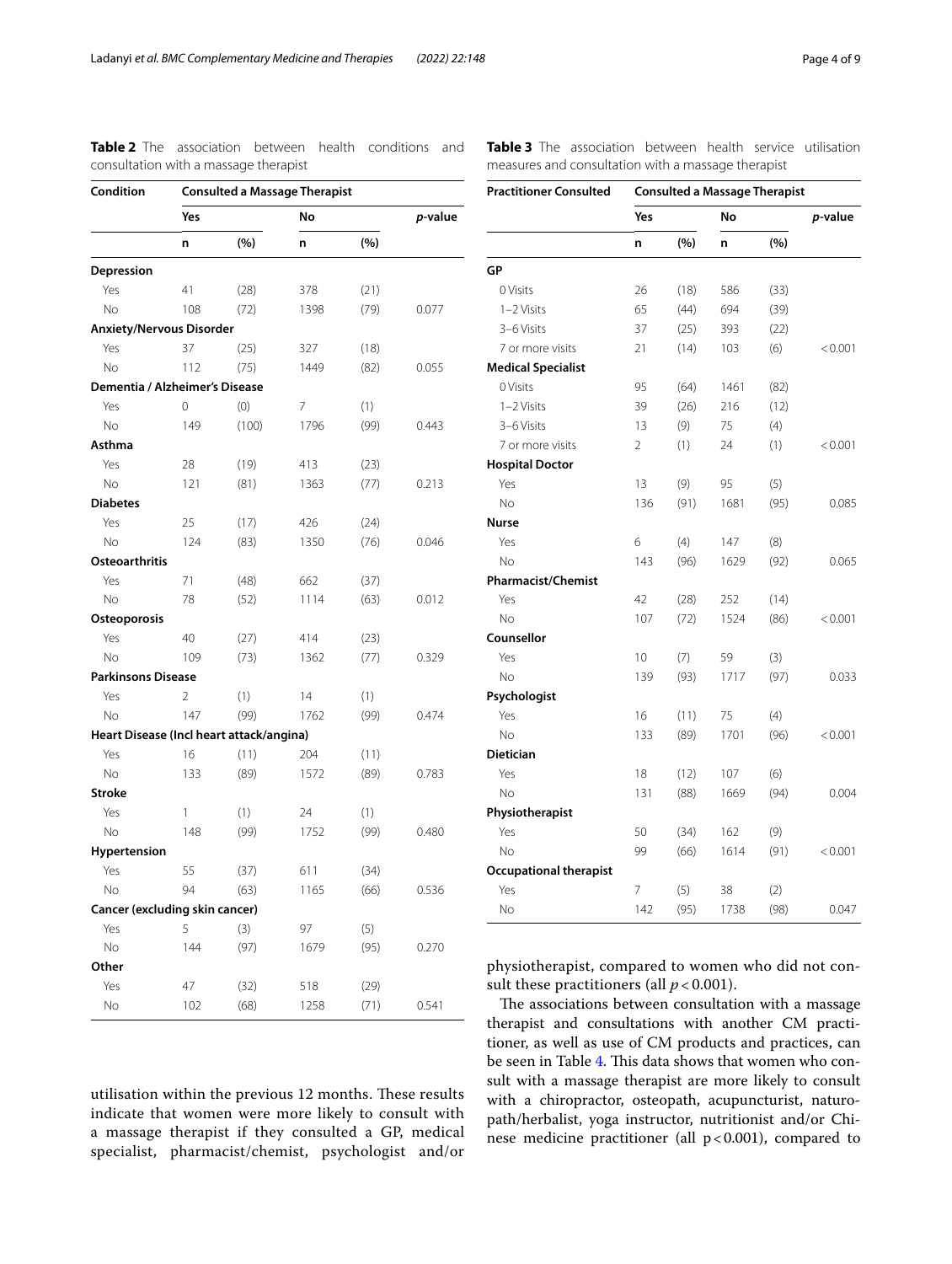**Table 2** The association between health conditions and consultation with a massage therapist

| Condition | Consulted a Massage Therapist | | | | |
|---|---|---|---|---|---|
| | Yes | | No | | *p*-value |
| | n | (%) | n | (%) | |
| **Depression** | | | | | |
| Yes | 41 | (28) | 378 | (21) | |
| No | 108 | (72) | 1398 | (79) | 0.077 |
| **Anxiety/Nervous Disorder** | | | | | |
| Yes | 37 | (25) | 327 | (18) | |
| No | 112 | (75) | 1449 | (82) | 0.055 |
| **Dementia / Alzheimer's Disease** | | | | | |
| Yes | 0 | (0) | 7 | (1) | |
| No | 149 | (100) | 1796 | (99) | 0.443 |
| **Asthma** | | | | | |
| Yes | 28 | (19) | 413 | (23) | |
| No | 121 | (81) | 1363 | (77) | 0.213 |
| **Diabetes** | | | | | |
| Yes | 25 | (17) | 426 | (24) | |
| No | 124 | (83) | 1350 | (76) | 0.046 |
| **Osteoarthritis** | | | | | |
| Yes | 71 | (48) | 662 | (37) | |
| No | 78 | (52) | 1114 | (63) | 0.012 |
| **Osteoporosis** | | | | | |
| Yes | 40 | (27) | 414 | (23) | |
| No | 109 | (73) | 1362 | (77) | 0.329 |
| **Parkinsons Disease** | | | | | |
| Yes | 2 | (1) | 14 | (1) | |
| No | 147 | (99) | 1762 | (99) | 0.474 |
| **Heart Disease (Incl heart attack/angina)** | | | | | |
| Yes | 16 | (11) | 204 | (11) | |
| No | 133 | (89) | 1572 | (89) | 0.783 |
| **Stroke** | | | | | |
| Yes | 1 | (1) | 24 | (1) | |
| No | 148 | (99) | 1752 | (99) | 0.480 |
| **Hypertension** | | | | | |
| Yes | 55 | (37) | 611 | (34) | |
| No | 94 | (63) | 1165 | (66) | 0.536 |
| **Cancer (excluding skin cancer)** | | | | | |
| Yes | 5 | (3) | 97 | (5) | |
| No | 144 | (97) | 1679 | (95) | 0.270 |
| **Other** | | | | | |
| Yes | 47 | (32) | 518 | (29) | |
| No | 102 | (68) | 1258 | (71) | 0.541 |

**Table 3** The association between health service utilisation measures and consultation with a massage therapist

| Practitioner Consulted | Consulted a Massage Therapist | | | | |
|---|---|---|---|---|---|
| | Yes | | No | | *p*-value |
| | n | (%) | n | (%) | |
| **GP** | | | | | |
| 0 Visits | 26 | (18) | 586 | (33) | |
| 1–2 Visits | 65 | (44) | 694 | (39) | |
| 3–6 Visits | 37 | (25) | 393 | (22) | |
| 7 or more visits | 21 | (14) | 103 | (6) | < 0.001 |
| **Medical Specialist** | | | | | |
| 0 Visits | 95 | (64) | 1461 | (82) | |
| 1–2 Visits | 39 | (26) | 216 | (12) | |
| 3–6 Visits | 13 | (9) | 75 | (4) | |
| 7 or more visits | 2 | (1) | 24 | (1) | < 0.001 |
| **Hospital Doctor** | | | | | |
| Yes | 13 | (9) | 95 | (5) | |
| No | 136 | (91) | 1681 | (95) | 0.085 |
| **Nurse** | | | | | |
| Yes | 6 | (4) | 147 | (8) | |
| No | 143 | (96) | 1629 | (92) | 0.065 |
| **Pharmacist/Chemist** | | | | | |
| Yes | 42 | (28) | 252 | (14) | |
| No | 107 | (72) | 1524 | (86) | < 0.001 |
| **Counsellor** | | | | | |
| Yes | 10 | (7) | 59 | (3) | |
| No | 139 | (93) | 1717 | (97) | 0.033 |
| **Psychologist** | | | | | |
| Yes | 16 | (11) | 75 | (4) | |
| No | 133 | (89) | 1701 | (96) | < 0.001 |
| **Dietician** | | | | | |
| Yes | 18 | (12) | 107 | (6) | |
| No | 131 | (88) | 1669 | (94) | 0.004 |
| **Physiotherapist** | | | | | |
| Yes | 50 | (34) | 162 | (9) | |
| No | 99 | (66) | 1614 | (91) | < 0.001 |
| **Occupational therapist** | | | | | |
| Yes | 7 | (5) | 38 | (2) | |
| No | 142 | (95) | 1738 | (98) | 0.047 |

utilisation within the previous 12 months. These results indicate that women were more likely to consult with a massage therapist if they consulted a GP, medical specialist, pharmacist/chemist, psychologist and/or physiotherapist, compared to women who did not consult these practitioners (all $p < 0.001$).

The associations between consultation with a massage therapist and consultations with another CM practitioner, as well as use of CM products and practices, can be seen in Table 4. This data shows that women who consult with a massage therapist are more likely to consult with a chiropractor, osteopath, acupuncturist, naturopath/herbalist, yoga instructor, nutritionist and/or Chinese medicine practitioner (all $p < 0.001$), compared to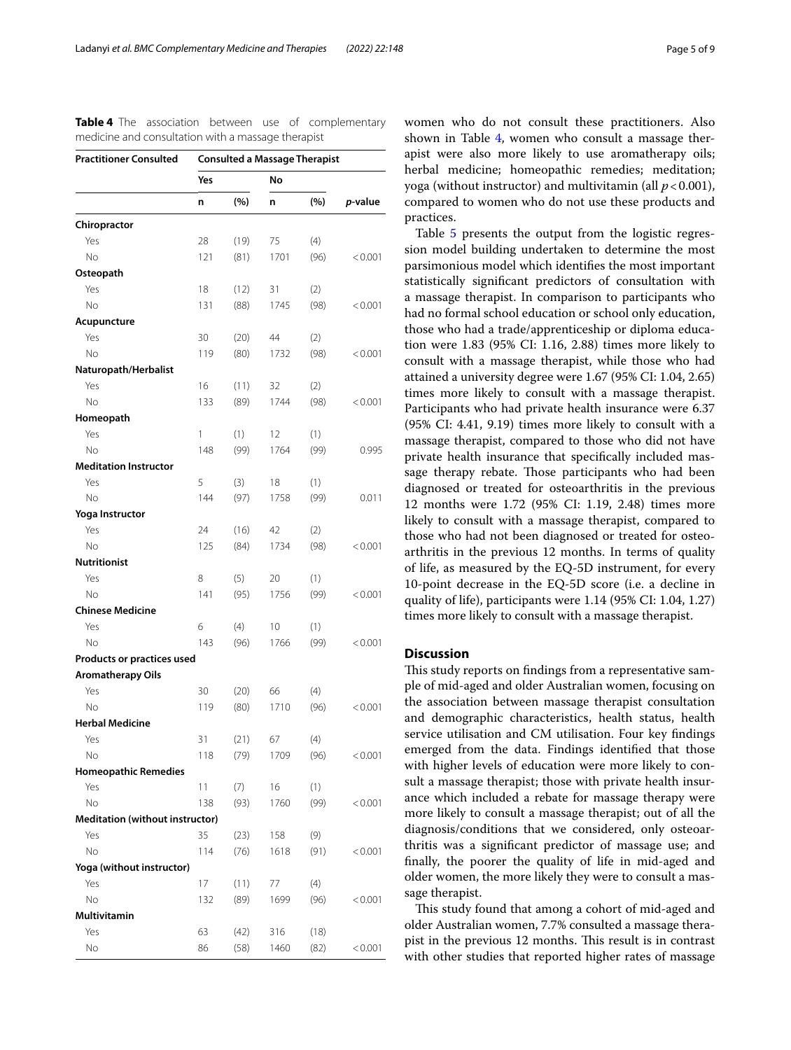**Table 4** The association between use of complementary medicine and consultation with a massage therapist

| Practitioner Consulted | Consulted a Massage Therapist | | | | |
|---|---|---|---|---|---|
| | Yes | | No | | |
| | n | (%) | n | (%) | *p*-value |
| **Chiropractor** | | | | | |
| Yes | 28 | (19) | 75 | (4) | |
| No | 121 | (81) | 1701 | (96) | < 0.001 |
| **Osteopath** | | | | | |
| Yes | 18 | (12) | 31 | (2) | |
| No | 131 | (88) | 1745 | (98) | < 0.001 |
| **Acupuncture** | | | | | |
| Yes | 30 | (20) | 44 | (2) | |
| No | 119 | (80) | 1732 | (98) | < 0.001 |
| **Naturopath/Herbalist** | | | | | |
| Yes | 16 | (11) | 32 | (2) | |
| No | 133 | (89) | 1744 | (98) | < 0.001 |
| **Homeopath** | | | | | |
| Yes | 1 | (1) | 12 | (1) | |
| No | 148 | (99) | 1764 | (99) | 0.995 |
| **Meditation Instructor** | | | | | |
| Yes | 5 | (3) | 18 | (1) | |
| No | 144 | (97) | 1758 | (99) | 0.011 |
| **Yoga Instructor** | | | | | |
| Yes | 24 | (16) | 42 | (2) | |
| No | 125 | (84) | 1734 | (98) | < 0.001 |
| **Nutritionist** | | | | | |
| Yes | 8 | (5) | 20 | (1) | |
| No | 141 | (95) | 1756 | (99) | < 0.001 |
| **Chinese Medicine** | | | | | |
| Yes | 6 | (4) | 10 | (1) | |
| No | 143 | (96) | 1766 | (99) | < 0.001 |
| **Products or practices used** | | | | | |
| **Aromatherapy Oils** | | | | | |
| Yes | 30 | (20) | 66 | (4) | |
| No | 119 | (80) | 1710 | (96) | < 0.001 |
| **Herbal Medicine** | | | | | |
| Yes | 31 | (21) | 67 | (4) | |
| No | 118 | (79) | 1709 | (96) | < 0.001 |
| **Homeopathic Remedies** | | | | | |
| Yes | 11 | (7) | 16 | (1) | |
| No | 138 | (93) | 1760 | (99) | < 0.001 |
| **Meditation (without instructor)** | | | | | |
| Yes | 35 | (23) | 158 | (9) | |
| No | 114 | (76) | 1618 | (91) | < 0.001 |
| **Yoga (without instructor)** | | | | | |
| Yes | 17 | (11) | 77 | (4) | |
| No | 132 | (89) | 1699 | (96) | < 0.001 |
| **Multivitamin** | | | | | |
| Yes | 63 | (42) | 316 | (18) | |
| No | 86 | (58) | 1460 | (82) | < 0.001 |

women who do not consult these practitioners. Also shown in Table 4, women who consult a massage therapist were also more likely to use aromatherapy oils; herbal medicine; homeopathic remedies; meditation; yoga (without instructor) and multivitamin (all $p < 0.001$), compared to women who do not use these products and practices.

Table 5 presents the output from the logistic regression model building undertaken to determine the most parsimonious model which identifies the most important statistically significant predictors of consultation with a massage therapist. In comparison to participants who had no formal school education or school only education, those who had a trade/apprenticeship or diploma education were 1.83 (95% CI: 1.16, 2.88) times more likely to consult with a massage therapist, while those who had attained a university degree were 1.67 (95% CI: 1.04, 2.65) times more likely to consult with a massage therapist. Participants who had private health insurance were 6.37 (95% CI: 4.41, 9.19) times more likely to consult with a massage therapist, compared to those who did not have private health insurance that specifically included massage therapy rebate. Those participants who had been diagnosed or treated for osteoarthritis in the previous 12 months were 1.72 (95% CI: 1.19, 2.48) times more likely to consult with a massage therapist, compared to those who had not been diagnosed or treated for osteoarthritis in the previous 12 months. In terms of quality of life, as measured by the EQ-5D instrument, for every 10-point decrease in the EQ-5D score (i.e. a decline in quality of life), participants were 1.14 (95% CI: 1.04, 1.27) times more likely to consult with a massage therapist.

## Discussion

This study reports on findings from a representative sample of mid-aged and older Australian women, focusing on the association between massage therapist consultation and demographic characteristics, health status, health service utilisation and CM utilisation. Four key findings emerged from the data. Findings identified that those with higher levels of education were more likely to consult a massage therapist; those with private health insurance which included a rebate for massage therapy were more likely to consult a massage therapist; out of all the diagnosis/conditions that we considered, only osteoarthritis was a significant predictor of massage use; and finally, the poorer the quality of life in mid-aged and older women, the more likely they were to consult a massage therapist.

This study found that among a cohort of mid-aged and older Australian women, 7.7% consulted a massage therapist in the previous 12 months. This result is in contrast with other studies that reported higher rates of massage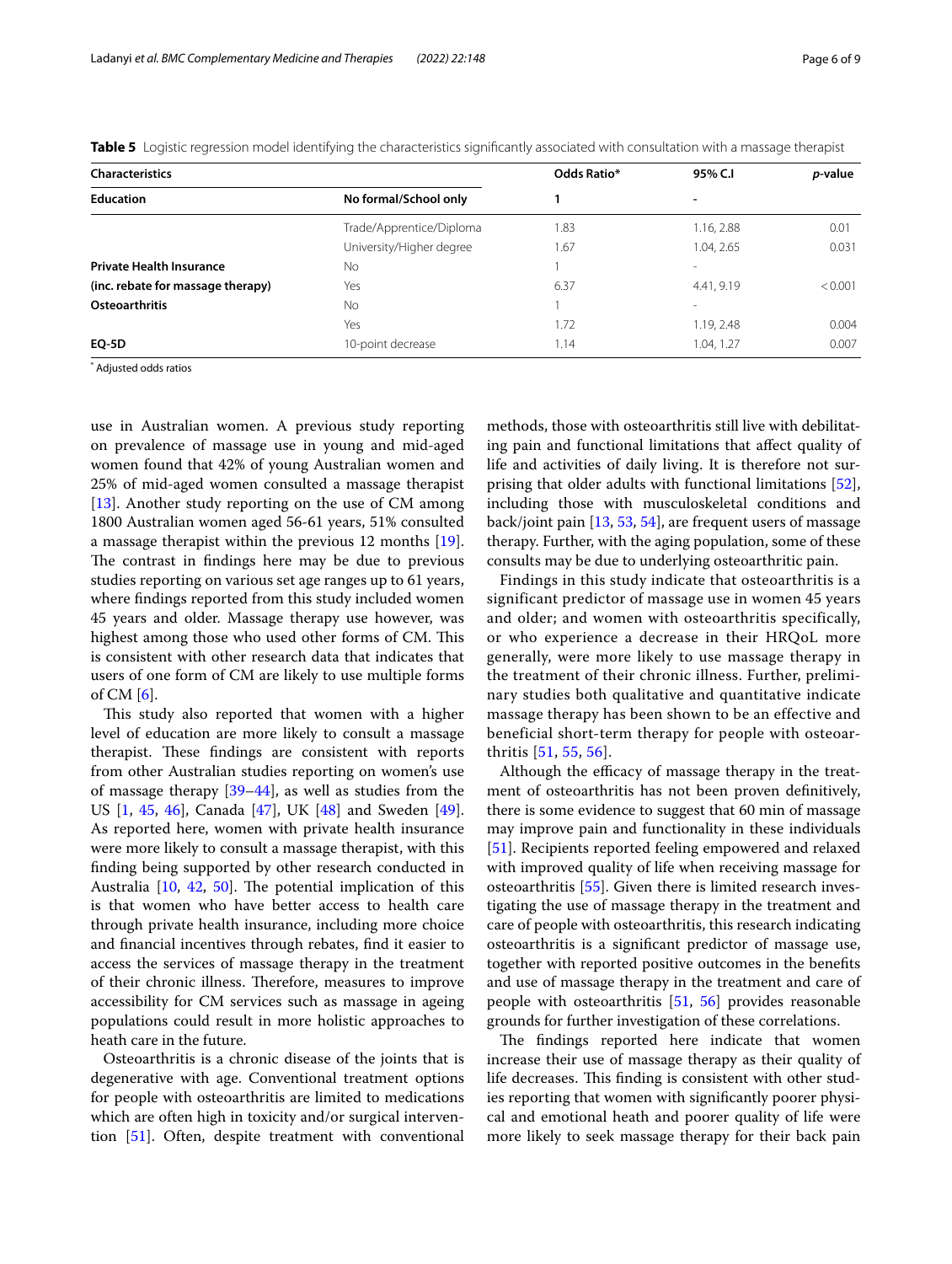**Table 5** Logistic regression model identifying the characteristics significantly associated with consultation with a massage therapist

| Characteristics | | Odds Ratio* | 95% C.I | p-value |
|---|---|---|---|---|
| **Education** | **No formal/School only** | **1** | **-** | |
| | Trade/Apprentice/Diploma | 1.83 | 1.16, 2.88 | 0.01 |
| | University/Higher degree | 1.67 | 1.04, 2.65 | 0.031 |
| **Private Health Insurance** | No | 1 | - | |
| **(inc. rebate for massage therapy)** | Yes | 6.37 | 4.41, 9.19 | < 0.001 |
| **Osteoarthritis** | No | 1 | - | |
| | Yes | 1.72 | 1.19, 2.48 | 0.004 |
| **EQ-5D** | 10-point decrease | 1.14 | 1.04, 1.27 | 0.007 |

[*] Adjusted odds ratios

use in Australian women. A previous study reporting on prevalence of massage use in young and mid-aged women found that 42% of young Australian women and 25% of mid-aged women consulted a massage therapist [13]. Another study reporting on the use of CM among 1800 Australian women aged 56-61 years, 51% consulted a massage therapist within the previous 12 months [19]. The contrast in findings here may be due to previous studies reporting on various set age ranges up to 61 years, where findings reported from this study included women 45 years and older. Massage therapy use however, was highest among those who used other forms of CM. This is consistent with other research data that indicates that users of one form of CM are likely to use multiple forms of CM [6].

This study also reported that women with a higher level of education are more likely to consult a massage therapist. These findings are consistent with reports from other Australian studies reporting on women's use of massage therapy [39–44], as well as studies from the US [1, 45, 46], Canada [47], UK [48] and Sweden [49]. As reported here, women with private health insurance were more likely to consult a massage therapist, with this finding being supported by other research conducted in Australia [10, 42, 50]. The potential implication of this is that women who have better access to health care through private health insurance, including more choice and financial incentives through rebates, find it easier to access the services of massage therapy in the treatment of their chronic illness. Therefore, measures to improve accessibility for CM services such as massage in ageing populations could result in more holistic approaches to heath care in the future.

Osteoarthritis is a chronic disease of the joints that is degenerative with age. Conventional treatment options for people with osteoarthritis are limited to medications which are often high in toxicity and/or surgical intervention [51]. Often, despite treatment with conventional methods, those with osteoarthritis still live with debilitating pain and functional limitations that affect quality of life and activities of daily living. It is therefore not surprising that older adults with functional limitations [52], including those with musculoskeletal conditions and back/joint pain [13, 53, 54], are frequent users of massage therapy. Further, with the aging population, some of these consults may be due to underlying osteoarthritic pain.

Findings in this study indicate that osteoarthritis is a significant predictor of massage use in women 45 years and older; and women with osteoarthritis specifically, or who experience a decrease in their HRQoL more generally, were more likely to use massage therapy in the treatment of their chronic illness. Further, preliminary studies both qualitative and quantitative indicate massage therapy has been shown to be an effective and beneficial short-term therapy for people with osteoarthritis [51, 55, 56].

Although the efficacy of massage therapy in the treatment of osteoarthritis has not been proven definitively, there is some evidence to suggest that 60 min of massage may improve pain and functionality in these individuals [51]. Recipients reported feeling empowered and relaxed with improved quality of life when receiving massage for osteoarthritis [55]. Given there is limited research investigating the use of massage therapy in the treatment and care of people with osteoarthritis, this research indicating osteoarthritis is a significant predictor of massage use, together with reported positive outcomes in the benefits and use of massage therapy in the treatment and care of people with osteoarthritis [51, 56] provides reasonable grounds for further investigation of these correlations.

The findings reported here indicate that women increase their use of massage therapy as their quality of life decreases. This finding is consistent with other studies reporting that women with significantly poorer physical and emotional heath and poorer quality of life were more likely to seek massage therapy for their back pain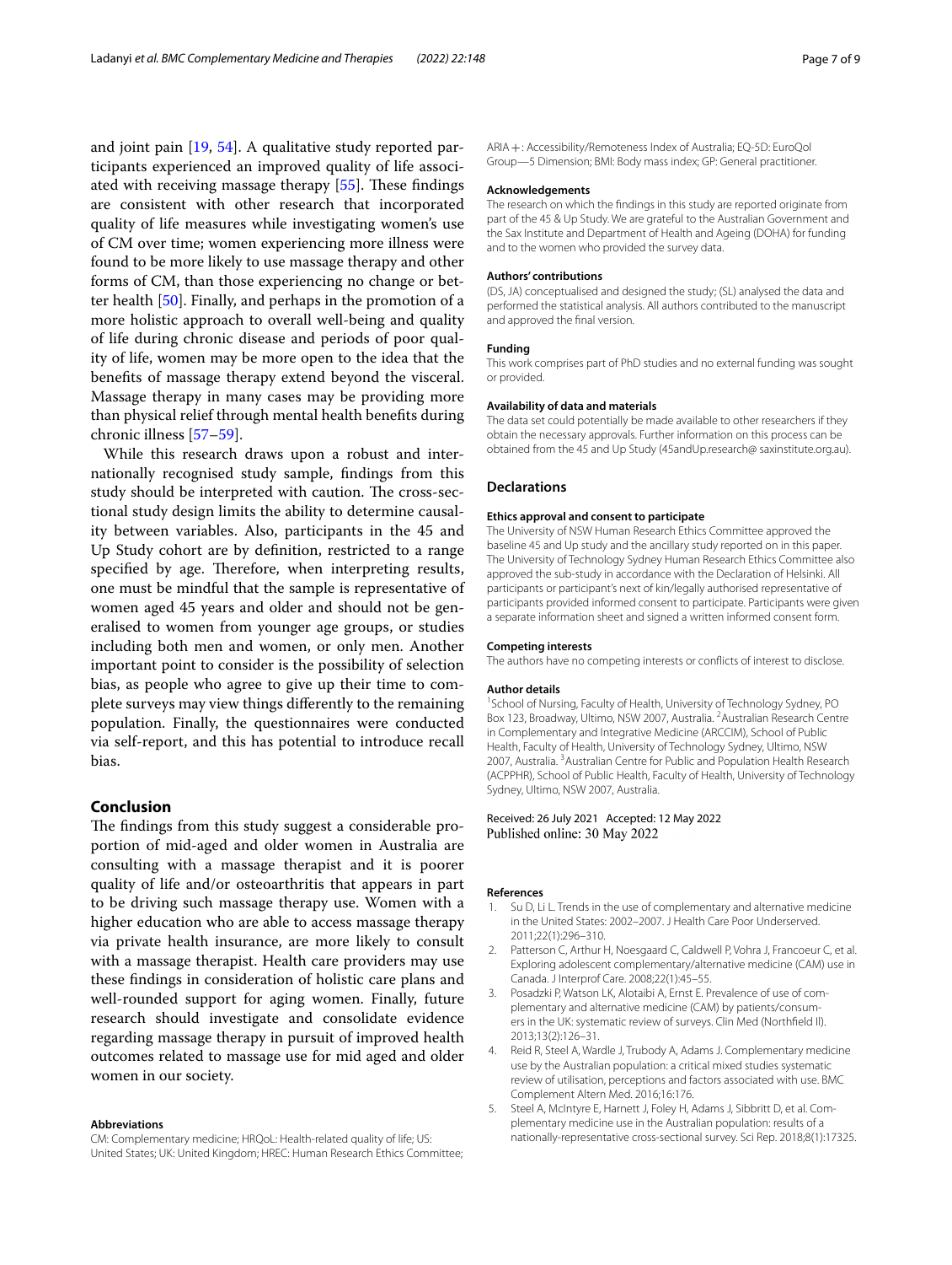and joint pain [19, 54]. A qualitative study reported participants experienced an improved quality of life associated with receiving massage therapy [55]. These findings are consistent with other research that incorporated quality of life measures while investigating women's use of CM over time; women experiencing more illness were found to be more likely to use massage therapy and other forms of CM, than those experiencing no change or better health [50]. Finally, and perhaps in the promotion of a more holistic approach to overall well-being and quality of life during chronic disease and periods of poor quality of life, women may be more open to the idea that the benefits of massage therapy extend beyond the visceral. Massage therapy in many cases may be providing more than physical relief through mental health benefits during chronic illness [57–59].

While this research draws upon a robust and internationally recognised study sample, findings from this study should be interpreted with caution. The cross-sectional study design limits the ability to determine causality between variables. Also, participants in the 45 and Up Study cohort are by definition, restricted to a range specified by age. Therefore, when interpreting results, one must be mindful that the sample is representative of women aged 45 years and older and should not be generalised to women from younger age groups, or studies including both men and women, or only men. Another important point to consider is the possibility of selection bias, as people who agree to give up their time to complete surveys may view things differently to the remaining population. Finally, the questionnaires were conducted via self-report, and this has potential to introduce recall bias.

## Conclusion

The findings from this study suggest a considerable proportion of mid-aged and older women in Australia are consulting with a massage therapist and it is poorer quality of life and/or osteoarthritis that appears in part to be driving such massage therapy use. Women with a higher education who are able to access massage therapy via private health insurance, are more likely to consult with a massage therapist. Health care providers may use these findings in consideration of holistic care plans and well-rounded support for aging women. Finally, future research should investigate and consolidate evidence regarding massage therapy in pursuit of improved health outcomes related to massage use for mid aged and older women in our society.

#### Abbreviations

CM: Complementary medicine; HRQoL: Health-related quality of life; US: United States; UK: United Kingdom; HREC: Human Research Ethics Committee; ARIA+: Accessibility/Remoteness Index of Australia; EQ-5D: EuroQol Group—5 Dimension; BMI: Body mass index; GP: General practitioner.

#### Acknowledgements

The research on which the findings in this study are reported originate from part of the 45 & Up Study. We are grateful to the Australian Government and the Sax Institute and Department of Health and Ageing (DOHA) for funding and to the women who provided the survey data.

#### Authors' contributions

(DS, JA) conceptualised and designed the study; (SL) analysed the data and performed the statistical analysis. All authors contributed to the manuscript and approved the final version.

#### Funding

This work comprises part of PhD studies and no external funding was sought or provided.

#### Availability of data and materials

The data set could potentially be made available to other researchers if they obtain the necessary approvals. Further information on this process can be obtained from the 45 and Up Study (45andUp.research@ saxinstitute.org.au).

### Declarations

#### Ethics approval and consent to participate

The University of NSW Human Research Ethics Committee approved the baseline 45 and Up study and the ancillary study reported on in this paper. The University of Technology Sydney Human Research Ethics Committee also approved the sub-study in accordance with the Declaration of Helsinki. All participants or participant's next of kin/legally authorised representative of participants provided informed consent to participate. Participants were given a separate information sheet and signed a written informed consent form.

#### Competing interests

The authors have no competing interests or conflicts of interest to disclose.

#### Author details

[1] School of Nursing, Faculty of Health, University of Technology Sydney, PO Box 123, Broadway, Ultimo, NSW 2007, Australia. [2] Australian Research Centre in Complementary and Integrative Medicine (ARCCIM), School of Public Health, Faculty of Health, University of Technology Sydney, Ultimo, NSW 2007, Australia. [3] Australian Centre for Public and Population Health Research (ACPPHR), School of Public Health, Faculty of Health, University of Technology Sydney, Ultimo, NSW 2007, Australia.

Received: 26 July 2021 Accepted: 12 May 2022
Published online: 30 May 2022

#### References

1. Su D, Li L. Trends in the use of complementary and alternative medicine in the United States: 2002–2007. J Health Care Poor Underserved. 2011;22(1):296–310.
2. Patterson C, Arthur H, Noesgaard C, Caldwell P, Vohra J, Francoeur C, et al. Exploring adolescent complementary/alternative medicine (CAM) use in Canada. J Interprof Care. 2008;22(1):45–55.
3. Posadzki P, Watson LK, Alotaibi A, Ernst E. Prevalence of use of complementary and alternative medicine (CAM) by patients/consumers in the UK: systematic review of surveys. Clin Med (Northfield Il). 2013;13(2):126–31.
4. Reid R, Steel A, Wardle J, Trubody A, Adams J. Complementary medicine use by the Australian population: a critical mixed studies systematic review of utilisation, perceptions and factors associated with use. BMC Complement Altern Med. 2016;16:176.
5. Steel A, McIntyre E, Harnett J, Foley H, Adams J, Sibbritt D, et al. Complementary medicine use in the Australian population: results of a nationally-representative cross-sectional survey. Sci Rep. 2018;8(1):17325.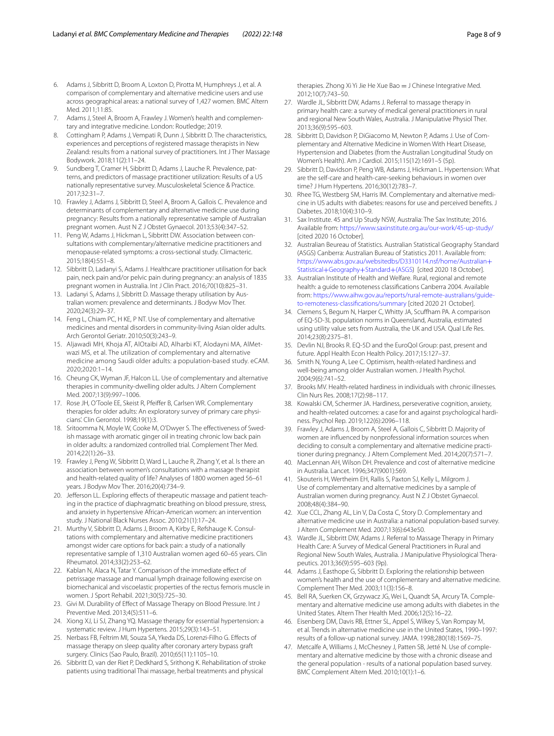6. Adams J, Sibbritt D, Broom A, Loxton D, Pirotta M, Humphreys J, et al. A comparison of complementary and alternative medicine users and use across geographical areas: a national survey of 1,427 women. BMC Altern Med. 2011;11:85.
7. Adams J, Steel A, Broom A, Frawley J. Women's health and complementary and integrative medicine. London: Routledge; 2019.
8. Cottingham P, Adams J, Vempati R, Dunn J, Sibbritt D. The characteristics, experiences and perceptions of registered massage therapists in New Zealand: results from a national survey of practitioners. Int J Ther Massage Bodywork. 2018;11(2):11–24.
9. Sundberg T, Cramer H, Sibbritt D, Adams J, Lauche R. Prevalence, patterns, and predictors of massage practitioner utilization: Results of a US nationally representative survey. Musculoskeletal Science & Practice. 2017;32:31–7.
10. Frawley J, Adams J, Sibbritt D, Steel A, Broom A, Gallois C. Prevalence and determinants of complementary and alternative medicine use during pregnancy: Results from a nationally representative sample of Australian pregnant women. Aust N Z J Obstet Gynaecol. 2013;53(4):347–52.
11. Peng W, Adams J, Hickman L, Sibbritt DW. Association between consultations with complementary/alternative medicine practitioners and menopause-related symptoms: a cross-sectional study. Climacteric. 2015;18(4):551–8.
12. Sibbritt D, Ladanyi S, Adams J. Healthcare practitioner utilisation for back pain, neck pain and/or pelvic pain during pregnancy: an analysis of 1835 pregnant women in Australia. Int J Clin Pract. 2016;70(10):825–31.
13. Ladanyi S, Adams J, Sibbritt D. Massage therapy utilisation by Australian women: prevalence and determinants. J Bodyw Mov Ther. 2020;24(3):29–37.
14. Feng L, Chiam PC, H KE, P NT. Use of complementary and alternative medicines and mental disorders in community-living Asian older adults. Arch Gerontol Geriatr. 2010;50(3):243–9.
15. Aljawadi MH, Khoja AT, AlOtaibi AD, Alharbi KT, Alodayni MA, AlMetwazi MS, et al. The utilization of complementary and alternative medicine among Saudi older adults: a population-based study. eCAM. 2020;2020:1–14.
16. Cheung CK, Wyman JF, Halcon LL. Use of complementary and alternative therapies in community-dwelling older adults. J Altern Complement Med. 2007;13(9):997–1006.
17. Rose JH, O'Toole EE, Skeist R, Pfeiffer B, Carlsen WR. Complementary therapies for older adults: An exploratory survey of primary care physicians'. Clin Gerontol. 1998;19(1):3.
18. Sritoomma N, Moyle W, Cooke M, O'Dwyer S. The effectiveness of Swedish massage with aromatic ginger oil in treating chronic low back pain in older adults: a randomized controlled trial. Complement Ther Med. 2014;22(1):26–33.
19. Frawley J, Peng W, Sibbritt D, Ward L, Lauche R, Zhang Y, et al. Is there an association between women's consultations with a massage therapist and health-related quality of life? Analyses of 1800 women aged 56–61 years. J Bodyw Mov Ther. 2016;20(4):734–9.
20. Jefferson LL. Exploring effects of therapeutic massage and patient teaching in the practice of diaphragmatic breathing on blood pressure, stress, and anxiety in hypertensive African-American women: an intervention study. J National Black Nurses Assoc. 2010;21(1):17–24.
21. Murthy V, Sibbritt D, Adams J, Broom A, Kirby E, Refshauge K. Consultations with complementary and alternative medicine practitioners amongst wider care options for back pain: a study of a nationally representative sample of 1,310 Australian women aged 60–65 years. Clin Rheumatol. 2014;33(2):253–62.
22. Kablan N, Alaca N, Tatar Y. Comparison of the immediate effect of petrissage massage and manual lymph drainage following exercise on biomechanical and viscoelastic properties of the rectus femoris muscle in women. J Sport Rehabil. 2021;30(5):725–30.
23. Givi M. Durability of Effect of Massage Therapy on Blood Pressure. Int J Preventive Med. 2013;4(5):511–6.
24. Xiong XJ, Li SJ, Zhang YQ. Massage therapy for essential hypertension: a systematic review. J Hum Hypertens. 2015;29(3):143–51.
25. Nerbass FB, Feltrim MI, Souza SA, Ykeda DS, Lorenzi-Filho G. Effects of massage therapy on sleep quality after coronary artery bypass graft surgery. Clinics (Sao Paulo, Brazil). 2010;65(11):1105–10.
26. Sibbritt D, van der Riet P, Dedkhard S, Srithong K. Rehabilitation of stroke patients using traditional Thai massage, herbal treatments and physical therapies. Zhong Xi Yi Jie He Xue Bao = J Chinese Integrative Med. 2012;10(7):743–50.
27. Wardle JL, Sibbritt DW, Adams J. Referral to massage therapy in primary health care: a survey of medical general practitioners in rural and regional New South Wales, Australia. J Manipulative Physiol Ther. 2013;36(9):595–603.
28. Sibbritt D, Davidson P, DiGiacomo M, Newton P, Adams J. Use of Complementary and Alternative Medicine in Women With Heart Disease, Hypertension and Diabetes (from the Australian Longitudinal Study on Women's Health). Am J Cardiol. 2015;115(12):1691–5 (5p).
29. Sibbritt D, Davidson P, Peng WB, Adams J, Hickman L. Hypertension: What are the self-care and health-care-seeking behaviours in women over time? J Hum Hypertens. 2016;30(12):783–7.
30. Rhee TG, Westberg SM, Harris IM. Complementary and alternative medicine in US adults with diabetes: reasons for use and perceived benefits. J Diabetes. 2018;10(4):310–9.
31. Sax Institute. 45 and Up Study NSW, Australia: The Sax Institute; 2016. Available from: https://www.saxinstitute.org.au/our-work/45-up-study/ [cited 2020 16 October].
32. Australian Beureau of Statistics. Australian Statistical Geography Standard (ASGS) Canberra: Australian Bureau of Statistics 2011. Available from: https://www.abs.gov.au/websitedbs/D3310114.nsf/home/Australian+Statistical+Geography+Standard+(ASGS) [cited 2020 18 October].
33. Australian Institute of Health and Welfare. Rural, regional and remote health: a guide to remoteness classifications Canberra 2004. Available from: https://www.aihw.gov.au/reports/rural-remote-australians/guide-to-remoteness-classifications/summary [cited 2020 21 October].
34. Clemens S, Begum N, Harper C, Whitty JA, Scuffham PA. A comparison of EQ-5D-3L population norms in Queensland, Australia, estimated using utility value sets from Australia, the UK and USA. Qual Life Res. 2014;23(8):2375–81.
35. Devlin NJ, Brooks R. EQ-5D and the EuroQol Group: past, present and future. Appl Health Econ Health Policy. 2017;15:127–37.
36. Smith N, Young A, Lee C. Optimism, health-related hardiness and well-being among older Australian women. J Health Psychol. 2004;9(6):741–52.
37. Brooks MV. Health-related hardiness in individuals with chronic illnesses. Clin Nurs Res. 2008;17(2):98–117.
38. Kowalski CM, Schermer JA. Hardiness, perseverative cognition, anxiety, and health-related outcomes: a case for and against psychological hardiness. Psychol Rep. 2019;122(6):2096–118.
39. Frawley J, Adams J, Broom A, Steel A, Gallois C, Sibbritt D. Majority of women are influenced by nonprofessional information sources when deciding to consult a complementary and alternative medicine practitioner during pregnancy. J Altern Complement Med. 2014;20(7):571–7.
40. MacLennan AH, Wilson DH. Prevalence and cost of alternative medicine in Australia. Lancet. 1996;347(9001):569.
41. Skouteris H, Wertheim EH, Rallis S, Paxton SJ, Kelly L, Milgrom J. Use of complementary and alternative medicines by a sample of Australian women during pregnancy. Aust N Z J Obstet Gynaecol. 2008;48(4):384–90.
42. Xue CCL, Zhang AL, Lin V, Da Costa C, Story D. Complementary and alternative medicine use in Australia: a national population-based survey. J Altern Complement Med. 2007;13(6):643e50.
43. Wardle JL, Sibbritt DW, Adams J. Referral to Massage Therapy in Primary Health Care: A Survey of Medical General Practitioners in Rural and Regional New South Wales, Australia. J Manipulative Physiological Therapeutics. 2013;36(9):595–603 (9p).
44. Adams J, Easthope G, Sibbritt D. Exploring the relationship between women's health and the use of complementary and alternative medicine. Complement Ther Med. 2003;11(3):156–8.
45. Bell RA, Suerken CK, Grzywacz JG, Wei L, Quandt SA, Arcury TA. Complementary and alternative medicine use among adults with diabetes in the United States. Altern Ther Health Med. 2006;12(5):16–22.
46. Eisenberg DM, Davis RB, Ettner SL, Appel S, Wilkey S, Van Rompay M, et al. Trends in alternative medicine use in the United States, 1990–1997: results of a follow-up national survey. JAMA. 1998;280(18):1569–75.
47. Metcalfe A, Williams J, McChesney J, Patten SB, Jetté N. Use of complementary and alternative medicine by those with a chronic disease and the general population - results of a national population based survey. BMC Complement Altern Med. 2010;10(1):1–6.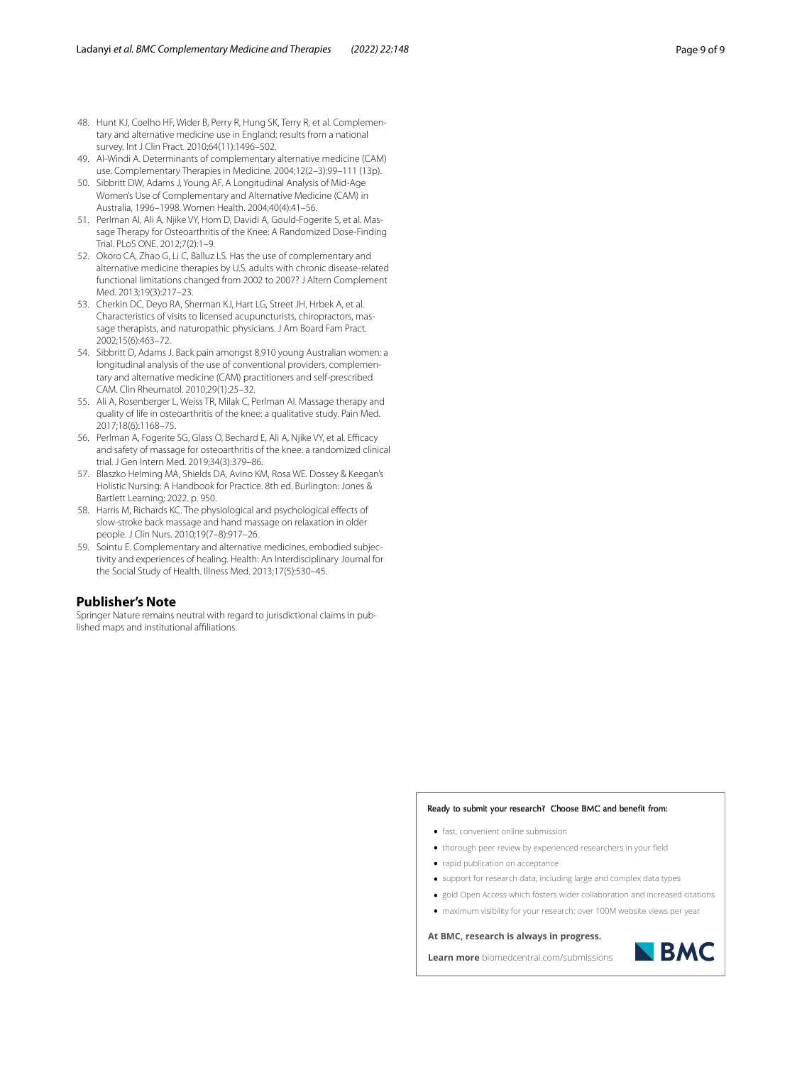48. Hunt KJ, Coelho HF, Wider B, Perry R, Hung SK, Terry R, et al. Complementary and alternative medicine use in England: results from a national survey. Int J Clin Pract. 2010;64(11):1496–502.
49. Al-Windi A. Determinants of complementary alternative medicine (CAM) use. Complementary Therapies in Medicine. 2004;12(2–3):99–111 (13p).
50. Sibbritt DW, Adams J, Young AF. A Longitudinal Analysis of Mid-Age Women's Use of Complementary and Alternative Medicine (CAM) in Australia, 1996–1998. Women Health. 2004;40(4):41–56.
51. Perlman AI, Ali A, Njike VY, Hom D, Davidi A, Gould-Fogerite S, et al. Massage Therapy for Osteoarthritis of the Knee: A Randomized Dose-Finding Trial. PLoS ONE. 2012;7(2):1–9.
52. Okoro CA, Zhao G, Li C, Balluz LS. Has the use of complementary and alternative medicine therapies by U.S. adults with chronic disease-related functional limitations changed from 2002 to 2007? J Altern Complement Med. 2013;19(3):217–23.
53. Cherkin DC, Deyo RA, Sherman KJ, Hart LG, Street JH, Hrbek A, et al. Characteristics of visits to licensed acupuncturists, chiropractors, massage therapists, and naturopathic physicians. J Am Board Fam Pract. 2002;15(6):463–72.
54. Sibbritt D, Adams J. Back pain amongst 8,910 young Australian women: a longitudinal analysis of the use of conventional providers, complementary and alternative medicine (CAM) practitioners and self-prescribed CAM. Clin Rheumatol. 2010;29(1):25–32.
55. Ali A, Rosenberger L, Weiss TR, Milak C, Perlman AI. Massage therapy and quality of life in osteoarthritis of the knee: a qualitative study. Pain Med. 2017;18(6):1168–75.
56. Perlman A, Fogerite SG, Glass O, Bechard E, Ali A, Njike VY, et al. Efficacy and safety of massage for osteoarthritis of the knee: a randomized clinical trial. J Gen Intern Med. 2019;34(3):379–86.
57. Blaszko Helming MA, Shields DA, Avino KM, Rosa WE. Dossey & Keegan's Holistic Nursing: A Handbook for Practice. 8th ed. Burlington: Jones & Bartlett Learning; 2022. p. 950.
58. Harris M, Richards KC. The physiological and psychological effects of slow-stroke back massage and hand massage on relaxation in older people. J Clin Nurs. 2010;19(7–8):917–26.
59. Sointu E. Complementary and alternative medicines, embodied subjectivity and experiences of healing. Health: An Interdisciplinary Journal for the Social Study of Health. Illness Med. 2013;17(5):530–45.

## Publisher's Note

Springer Nature remains neutral with regard to jurisdictional claims in published maps and institutional affiliations.

Ready to submit your research? Choose BMC and benefit from:

- fast, convenient online submission
- thorough peer review by experienced researchers in your field
- rapid publication on acceptance
- support for research data, including large and complex data types
- gold Open Access which fosters wider collaboration and increased citations
- maximum visibility for your research: over 100M website views per year

**At BMC, research is always in progress.**

**Learn more** biomedcentral.com/submissions

BMC